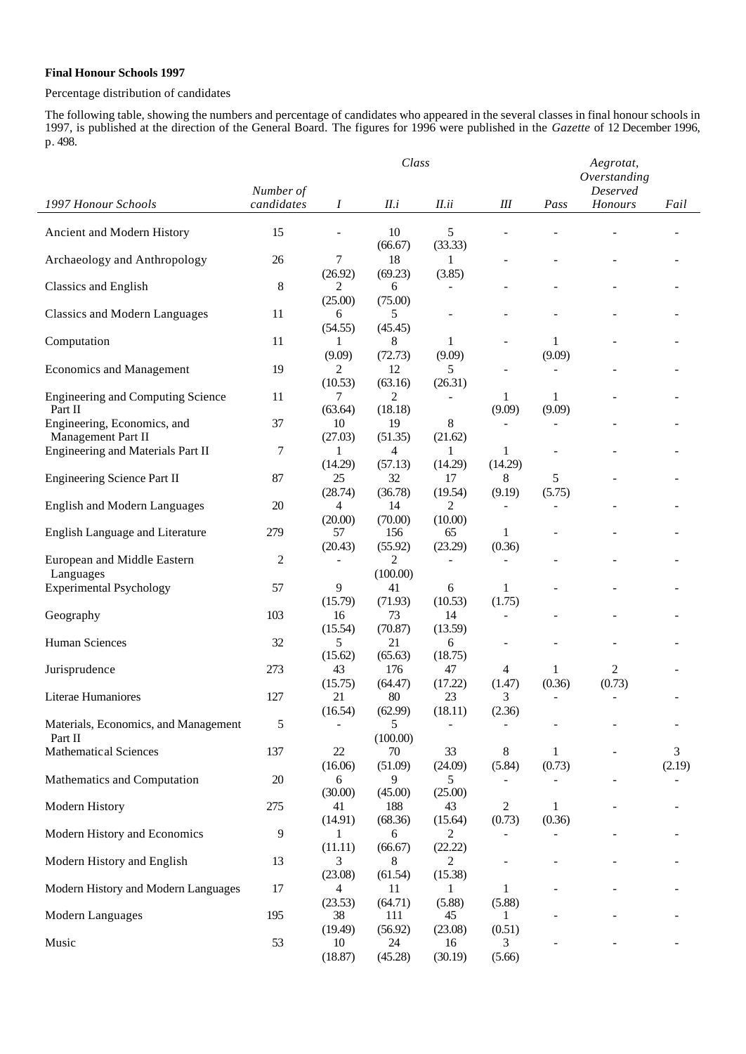**Final Honour Schools 1997**

Percentage distribution of candidates

The following table, showing the numbers and percentage of candidates who appeared in the several classes in final honour schools in 1997, is published at the direction of the General Board. The figures for 1996 were published in the *Gazette* of 12 December 1996, p. 498.

| *1997 Honour Schools* | *Number of candidates* | *Class* *I* | *II.i* | *II.ii* | *III* | *Pass* | *Aegrotat, Overstanding Deserved Honours* | *Fail* |
|---|---|---|---|---|---|---|---|---|
| Ancient and Modern History | 15 | - | 10 (66.67) | 5 (33.33) | - | - | - | - |
| Archaeology and Anthropology | 26 | 7 (26.92) | 18 (69.23) | 1 (3.85) | - | - | - | - |
| Classics and English | 8 | 2 (25.00) | 6 (75.00) | - | - | - | - | - |
| Classics and Modern Languages | 11 | 6 (54.55) | 5 (45.45) | - | - | - | - | - |
| Computation | 11 | 1 (9.09) | 8 (72.73) | 1 (9.09) | - | 1 (9.09) | - | - |
| Economics and Management | 19 | 2 (10.53) | 12 (63.16) | 5 (26.31) | - | - | - | - |
| Engineering and Computing Science Part II | 11 | 7 (63.64) | 2 (18.18) | - | 1 (9.09) | 1 (9.09) | - | - |
| Engineering, Economics, and Management Part II | 37 | 10 (27.03) | 19 (51.35) | 8 (21.62) | - | - | - | - |
| Engineering and Materials Part II | 7 | 1 (14.29) | 4 (57.13) | 1 (14.29) | 1 (14.29) | - | - | - |
| Engineering Science Part II | 87 | 25 (28.74) | 32 (36.78) | 17 (19.54) | 8 (9.19) | 5 (5.75) | - | - |
| English and Modern Languages | 20 | 4 (20.00) | 14 (70.00) | 2 (10.00) | - | - | - | - |
| English Language and Literature | 279 | 57 (20.43) | 156 (55.92) | 65 (23.29) | 1 (0.36) | - | - | - |
| European and Middle Eastern Languages | 2 | - | 2 (100.00) | - | - | - | - | - |
| Experimental Psychology | 57 | 9 (15.79) | 41 (71.93) | 6 (10.53) | 1 (1.75) | - | - | - |
| Geography | 103 | 16 (15.54) | 73 (70.87) | 14 (13.59) | - | - | - | - |
| Human Sciences | 32 | 5 (15.62) | 21 (65.63) | 6 (18.75) | - | - | - | - |
| Jurisprudence | 273 | 43 (15.75) | 176 (64.47) | 47 (17.22) | 4 (1.47) | 1 (0.36) | 2 (0.73) | - |
| Literae Humaniores | 127 | 21 (16.54) | 80 (62.99) | 23 (18.11) | 3 (2.36) | - | - | - |
| Materials, Economics, and Management Part II | 5 | - | 5 (100.00) | - | - | - | - | - |
| Mathematical Sciences | 137 | 22 (16.06) | 70 (51.09) | 33 (24.09) | 8 (5.84) | 1 (0.73) | - | 3 (2.19) |
| Mathematics and Computation | 20 | 6 (30.00) | 9 (45.00) | 5 (25.00) | - | - | - | - |
| Modern History | 275 | 41 (14.91) | 188 (68.36) | 43 (15.64) | 2 (0.73) | 1 (0.36) | - | - |
| Modern History and Economics | 9 | 1 (11.11) | 6 (66.67) | 2 (22.22) | - | - | - | - |
| Modern History and English | 13 | 3 (23.08) | 8 (61.54) | 2 (15.38) | - | - | - | - |
| Modern History and Modern Languages | 17 | 4 (23.53) | 11 (64.71) | 1 (5.88) | 1 (5.88) | - | - | - |
| Modern Languages | 195 | 38 (19.49) | 111 (56.92) | 45 (23.08) | 1 (0.51) | - | - | - |
| Music | 53 | 10 (18.87) | 24 (45.28) | 16 (30.19) | 3 (5.66) | - | - | - |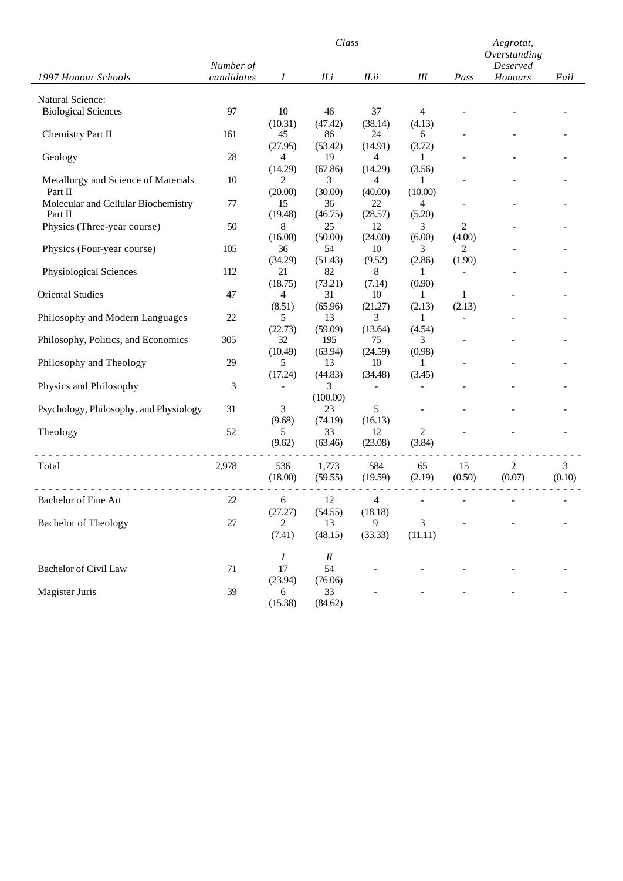| 1997 Honour Schools | Number of candidates | *Class* I | II.i | II.ii | III | Pass | Aegrotat, Overstanding Deserved Honours | Fail |
|---|---|---|---|---|---|---|---|---|
| Natural Science: | | | | | | | | |
| Biological Sciences | 97 | 10 (10.31) | 46 (47.42) | 37 (38.14) | 4 (4.13) | - | - | - |
| Chemistry Part II | 161 | 45 (27.95) | 86 (53.42) | 24 (14.91) | 6 (3.72) | - | - | - |
| Geology | 28 | 4 (14.29) | 19 (67.86) | 4 (14.29) | 1 (3.56) | - | - | - |
| Metallurgy and Science of Materials Part II | 10 | 2 (20.00) | 3 (30.00) | 4 (40.00) | 1 (10.00) | - | - | - |
| Molecular and Cellular Biochemistry Part II | 77 | 15 (19.48) | 36 (46.75) | 22 (28.57) | 4 (5.20) | - | - | - |
| Physics (Three-year course) | 50 | 8 (16.00) | 25 (50.00) | 12 (24.00) | 3 (6.00) | 2 (4.00) | - | - |
| Physics (Four-year course) | 105 | 36 (34.29) | 54 (51.43) | 10 (9.52) | 3 (2.86) | 2 (1.90) | - | - |
| Physiological Sciences | 112 | 21 (18.75) | 82 (73.21) | 8 (7.14) | 1 (0.90) | - | - | - |
| Oriental Studies | 47 | 4 (8.51) | 31 (65.96) | 10 (21.27) | 1 (2.13) | 1 (2.13) | - | - |
| Philosophy and Modern Languages | 22 | 5 (22.73) | 13 (59.09) | 3 (13.64) | 1 (4.54) | - | - | - |
| Philosophy, Politics, and Economics | 305 | 32 (10.49) | 195 (63.94) | 75 (24.59) | 3 (0.98) | - | - | - |
| Philosophy and Theology | 29 | 5 (17.24) | 13 (44.83) | 10 (34.48) | 1 (3.45) | - | - | - |
| Physics and Philosophy | 3 | - | 3 (100.00) | - | - | - | - | - |
| Psychology, Philosophy, and Physiology | 31 | 3 (9.68) | 23 (74.19) | 5 (16.13) | - | - | - | - |
| Theology | 52 | 5 (9.62) | 33 (63.46) | 12 (23.08) | 2 (3.84) | - | - | - |
| Total | 2,978 | 536 (18.00) | 1,773 (59.55) | 584 (19.59) | 65 (2.19) | 15 (0.50) | 2 (0.07) | 3 (0.10) |
| Bachelor of Fine Art | 22 | 6 (27.27) | 12 (54.55) | 4 (18.18) | - | - | - | - |
| Bachelor of Theology | 27 | 2 (7.41) | 13 (48.15) | 9 (33.33) | 3 (11.11) | - | - | - |
| | | I | II | | | | | |
| Bachelor of Civil Law | 71 | 17 (23.94) | 54 (76.06) | - | - | - | - | - |
| Magister Juris | 39 | 6 (15.38) | 33 (84.62) | - | - | - | - | - |